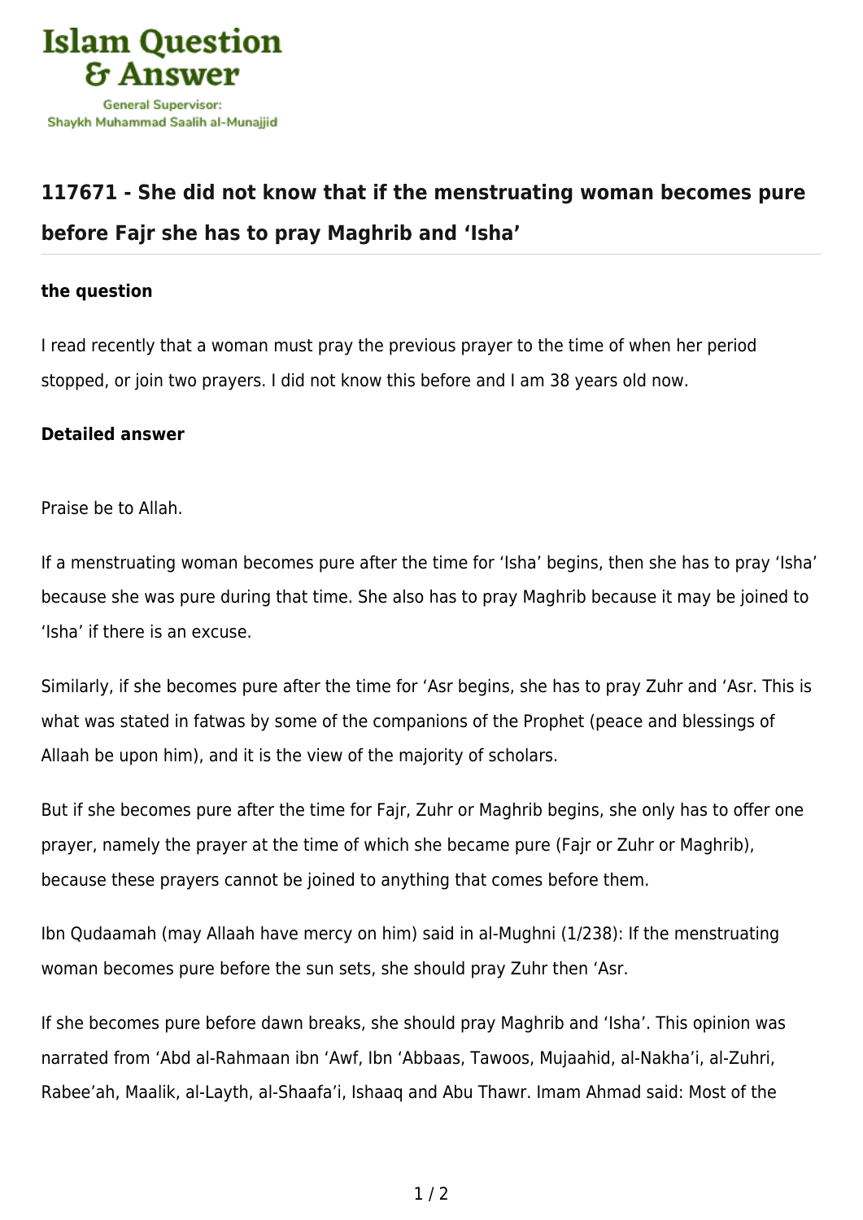# Islam Question & Answer

General Supervisor:
Shaykh Muhammad Saalih al-Munajjid

## 117671 - She did not know that if the menstruating woman becomes pure before Fajr she has to pray Maghrib and 'Isha'

### the question

I read recently that a woman must pray the previous prayer to the time of when her period stopped, or join two prayers. I did not know this before and I am 38 years old now.

### Detailed answer

Praise be to Allah.

If a menstruating woman becomes pure after the time for 'Isha' begins, then she has to pray 'Isha' because she was pure during that time. She also has to pray Maghrib because it may be joined to 'Isha' if there is an excuse.

Similarly, if she becomes pure after the time for 'Asr begins, she has to pray Zuhr and 'Asr. This is what was stated in fatwas by some of the companions of the Prophet (peace and blessings of Allaah be upon him), and it is the view of the majority of scholars.

But if she becomes pure after the time for Fajr, Zuhr or Maghrib begins, she only has to offer one prayer, namely the prayer at the time of which she became pure (Fajr or Zuhr or Maghrib), because these prayers cannot be joined to anything that comes before them.

Ibn Qudaamah (may Allaah have mercy on him) said in al-Mughni (1/238): If the menstruating woman becomes pure before the sun sets, she should pray Zuhr then 'Asr.

If she becomes pure before dawn breaks, she should pray Maghrib and 'Isha'. This opinion was narrated from 'Abd al-Rahmaan ibn 'Awf, Ibn 'Abbaas, Tawoos, Mujaahid, al-Nakha'i, al-Zuhri, Rabee'ah, Maalik, al-Layth, al-Shaafa'i, Ishaaq and Abu Thawr. Imam Ahmad said: Most of the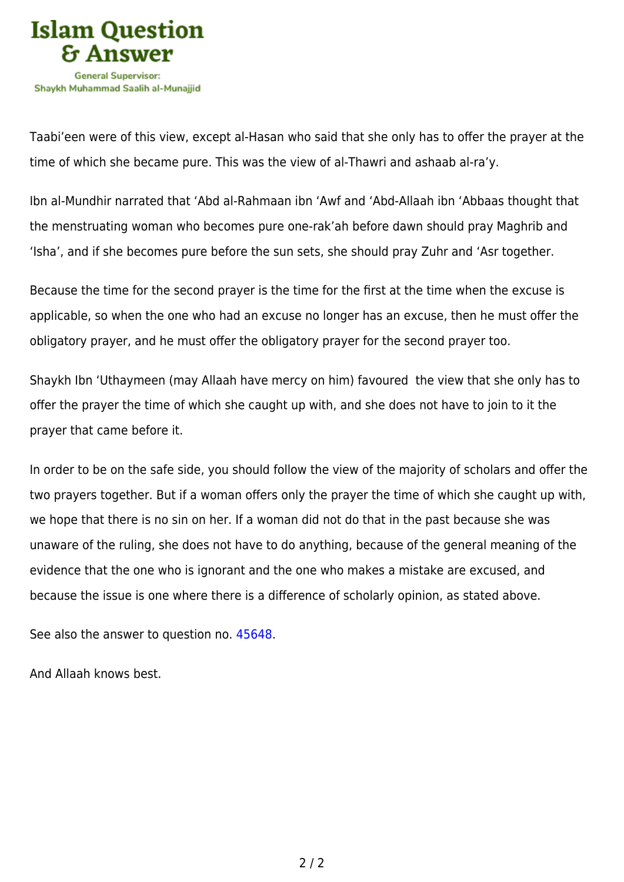Taabi'een were of this view, except al-Hasan who said that she only has to offer the prayer at the time of which she became pure. This was the view of al-Thawri and ashaab al-ra'y.

Ibn al-Mundhir narrated that 'Abd al-Rahmaan ibn 'Awf and 'Abd-Allaah ibn 'Abbaas thought that the menstruating woman who becomes pure one-rak'ah before dawn should pray Maghrib and 'Isha', and if she becomes pure before the sun sets, she should pray Zuhr and 'Asr together.

Because the time for the second prayer is the time for the first at the time when the excuse is applicable, so when the one who had an excuse no longer has an excuse, then he must offer the obligatory prayer, and he must offer the obligatory prayer for the second prayer too.

Shaykh Ibn 'Uthaymeen (may Allaah have mercy on him) favoured the view that she only has to offer the prayer the time of which she caught up with, and she does not have to join to it the prayer that came before it.

In order to be on the safe side, you should follow the view of the majority of scholars and offer the two prayers together. But if a woman offers only the prayer the time of which she caught up with, we hope that there is no sin on her. If a woman did not do that in the past because she was unaware of the ruling, she does not have to do anything, because of the general meaning of the evidence that the one who is ignorant and the one who makes a mistake are excused, and because the issue is one where there is a difference of scholarly opinion, as stated above.

See also the answer to question no. 45648.

And Allaah knows best.